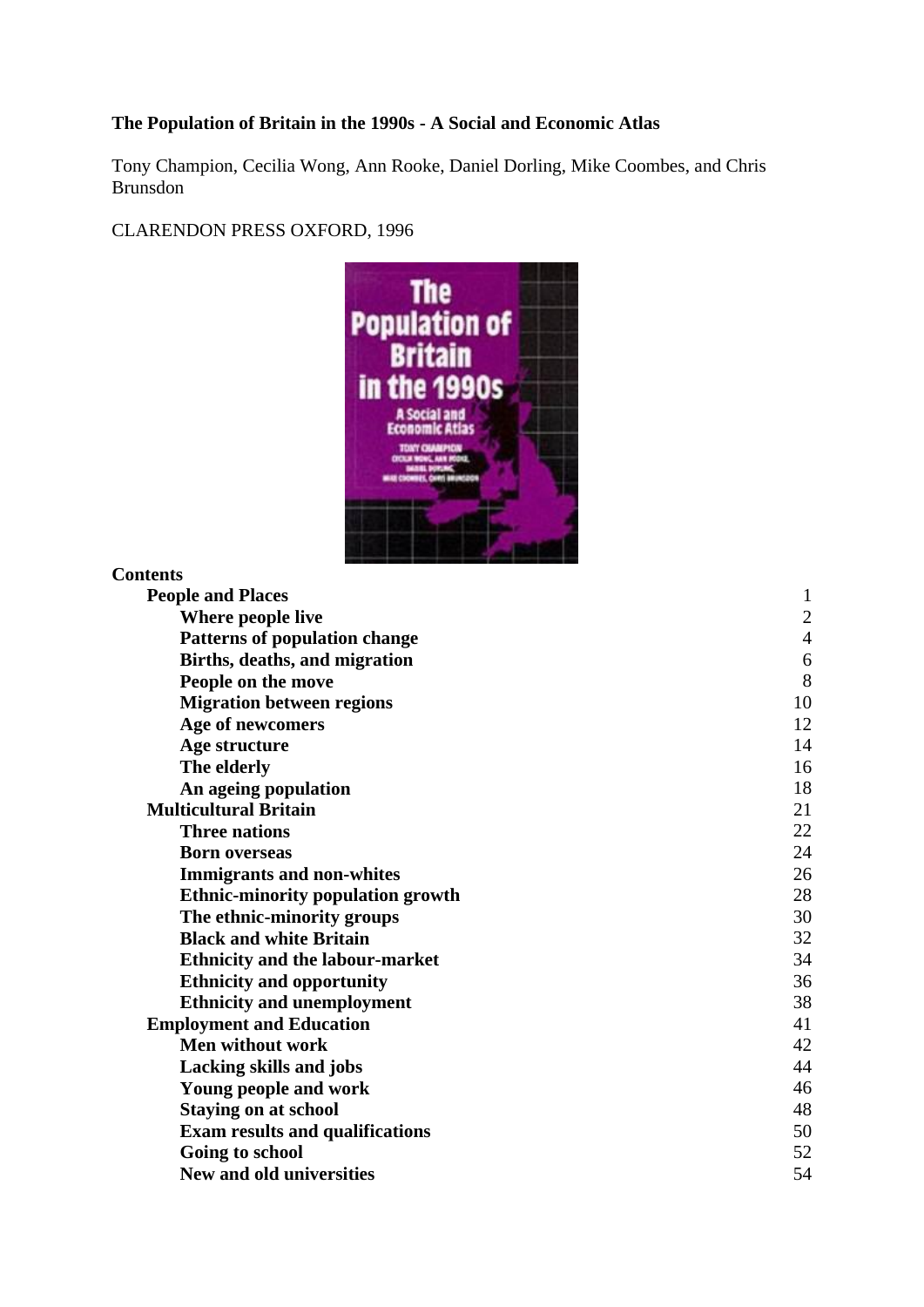**The Population of Britain in the 1990s - A Social and Economic Atlas**

Tony Champion, Cecilia Wong, Ann Rooke, Daniel Dorling, Mike Coombes, and Chris Brunsdon

CLARENDON PRESS OXFORD, 1996

**Contents**

| | |
|---|---|
| **People and Places** | 1 |
| **Where people live** | 2 |
| **Patterns of population change** | 4 |
| **Births, deaths, and migration** | 6 |
| **People on the move** | 8 |
| **Migration between regions** | 10 |
| **Age of newcomers** | 12 |
| **Age structure** | 14 |
| **The elderly** | 16 |
| **An ageing population** | 18 |
| **Multicultural Britain** | 21 |
| **Three nations** | 22 |
| **Born overseas** | 24 |
| **Immigrants and non-whites** | 26 |
| **Ethnic-minority population growth** | 28 |
| **The ethnic-minority groups** | 30 |
| **Black and white Britain** | 32 |
| **Ethnicity and the labour-market** | 34 |
| **Ethnicity and opportunity** | 36 |
| **Ethnicity and unemployment** | 38 |
| **Employment and Education** | 41 |
| **Men without work** | 42 |
| **Lacking skills and jobs** | 44 |
| **Young people and work** | 46 |
| **Staying on at school** | 48 |
| **Exam results and qualifications** | 50 |
| **Going to school** | 52 |
| **New and old universities** | 54 |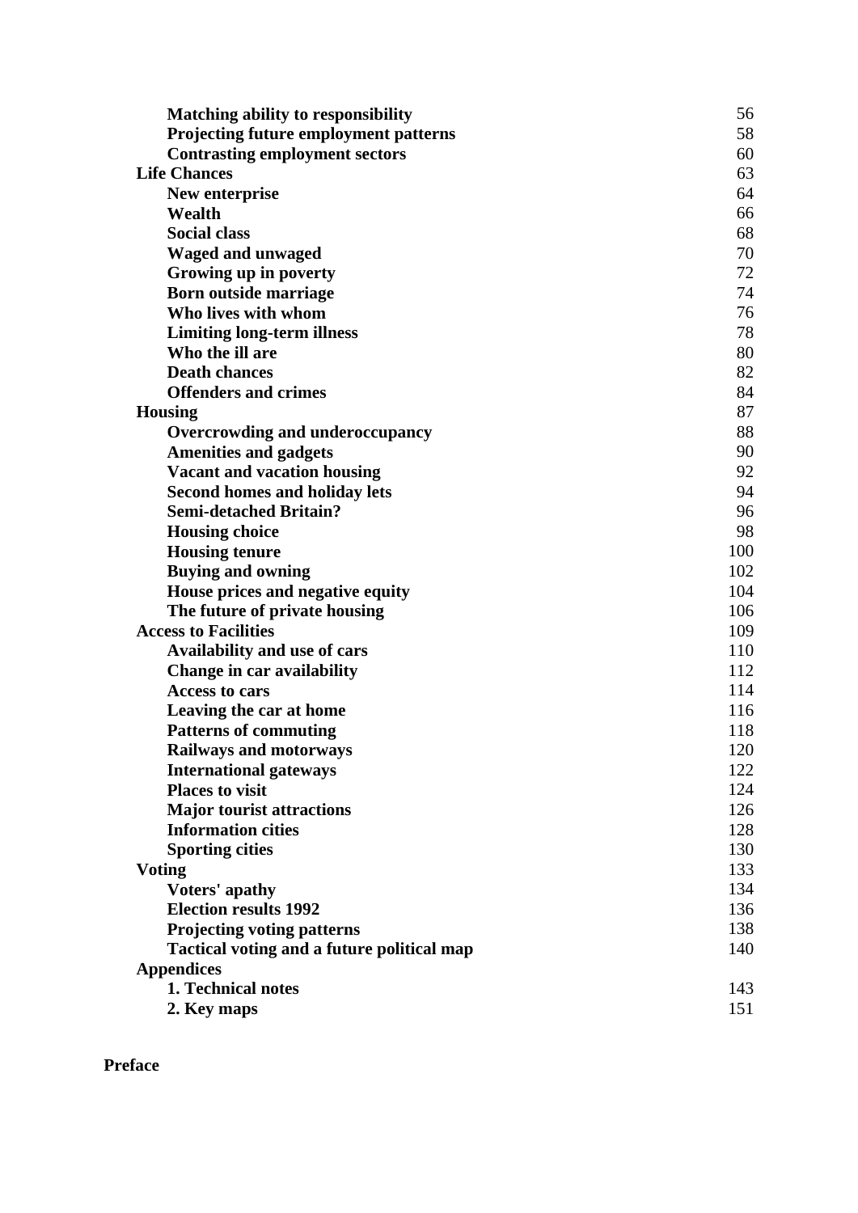| | |
|---|---|
| **Matching ability to responsibility** | 56 |
| **Projecting future employment patterns** | 58 |
| **Contrasting employment sectors** | 60 |
| **Life Chances** | 63 |
| **New enterprise** | 64 |
| **Wealth** | 66 |
| **Social class** | 68 |
| **Waged and unwaged** | 70 |
| **Growing up in poverty** | 72 |
| **Born outside marriage** | 74 |
| **Who lives with whom** | 76 |
| **Limiting long-term illness** | 78 |
| **Who the ill are** | 80 |
| **Death chances** | 82 |
| **Offenders and crimes** | 84 |
| **Housing** | 87 |
| **Overcrowding and underoccupancy** | 88 |
| **Amenities and gadgets** | 90 |
| **Vacant and vacation housing** | 92 |
| **Second homes and holiday lets** | 94 |
| **Semi-detached Britain?** | 96 |
| **Housing choice** | 98 |
| **Housing tenure** | 100 |
| **Buying and owning** | 102 |
| **House prices and negative equity** | 104 |
| **The future of private housing** | 106 |
| **Access to Facilities** | 109 |
| **Availability and use of cars** | 110 |
| **Change in car availability** | 112 |
| **Access to cars** | 114 |
| **Leaving the car at home** | 116 |
| **Patterns of commuting** | 118 |
| **Railways and motorways** | 120 |
| **International gateways** | 122 |
| **Places to visit** | 124 |
| **Major tourist attractions** | 126 |
| **Information cities** | 128 |
| **Sporting cities** | 130 |
| **Voting** | 133 |
| **Voters' apathy** | 134 |
| **Election results 1992** | 136 |
| **Projecting voting patterns** | 138 |
| **Tactical voting and a future political map** | 140 |
| **Appendices** | |
| **1. Technical notes** | 143 |
| **2. Key maps** | 151 |

**Preface**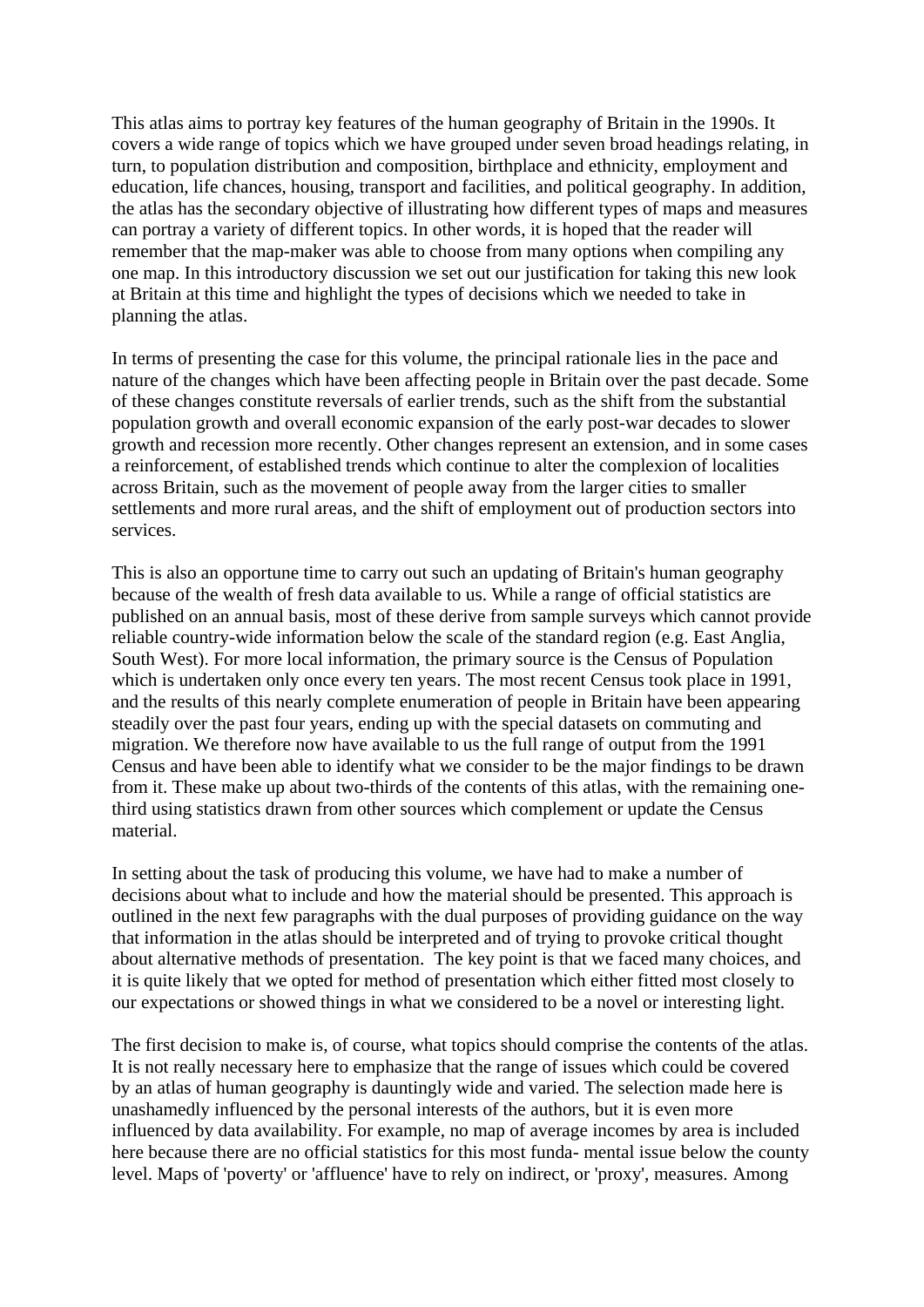This atlas aims to portray key features of the human geography of Britain in the 1990s. It covers a wide range of topics which we have grouped under seven broad headings relating, in turn, to population distribution and composition, birthplace and ethnicity, employment and education, life chances, housing, transport and facilities, and political geography. In addition, the atlas has the secondary objective of illustrating how different types of maps and measures can portray a variety of different topics. In other words, it is hoped that the reader will remember that the map-maker was able to choose from many options when compiling any one map. In this introductory discussion we set out our justification for taking this new look at Britain at this time and highlight the types of decisions which we needed to take in planning the atlas.

In terms of presenting the case for this volume, the principal rationale lies in the pace and nature of the changes which have been affecting people in Britain over the past decade. Some of these changes constitute reversals of earlier trends, such as the shift from the substantial population growth and overall economic expansion of the early post-war decades to slower growth and recession more recently. Other changes represent an extension, and in some cases a reinforcement, of established trends which continue to alter the complexion of localities across Britain, such as the movement of people away from the larger cities to smaller settlements and more rural areas, and the shift of employment out of production sectors into services.

This is also an opportune time to carry out such an updating of Britain's human geography because of the wealth of fresh data available to us. While a range of official statistics are published on an annual basis, most of these derive from sample surveys which cannot provide reliable country-wide information below the scale of the standard region (e.g. East Anglia, South West). For more local information, the primary source is the Census of Population which is undertaken only once every ten years. The most recent Census took place in 1991, and the results of this nearly complete enumeration of people in Britain have been appearing steadily over the past four years, ending up with the special datasets on commuting and migration. We therefore now have available to us the full range of output from the 1991 Census and have been able to identify what we consider to be the major findings to be drawn from it. These make up about two-thirds of the contents of this atlas, with the remaining one-third using statistics drawn from other sources which complement or update the Census material.

In setting about the task of producing this volume, we have had to make a number of decisions about what to include and how the material should be presented. This approach is outlined in the next few paragraphs with the dual purposes of providing guidance on the way that information in the atlas should be interpreted and of trying to provoke critical thought about alternative methods of presentation. The key point is that we faced many choices, and it is quite likely that we opted for method of presentation which either fitted most closely to our expectations or showed things in what we considered to be a novel or interesting light.

The first decision to make is, of course, what topics should comprise the contents of the atlas. It is not really necessary here to emphasize that the range of issues which could be covered by an atlas of human geography is dauntingly wide and varied. The selection made here is unashamedly influenced by the personal interests of the authors, but it is even more influenced by data availability. For example, no map of average incomes by area is included here because there are no official statistics for this most funda- mental issue below the county level. Maps of 'poverty' or 'affluence' have to rely on indirect, or 'proxy', measures. Among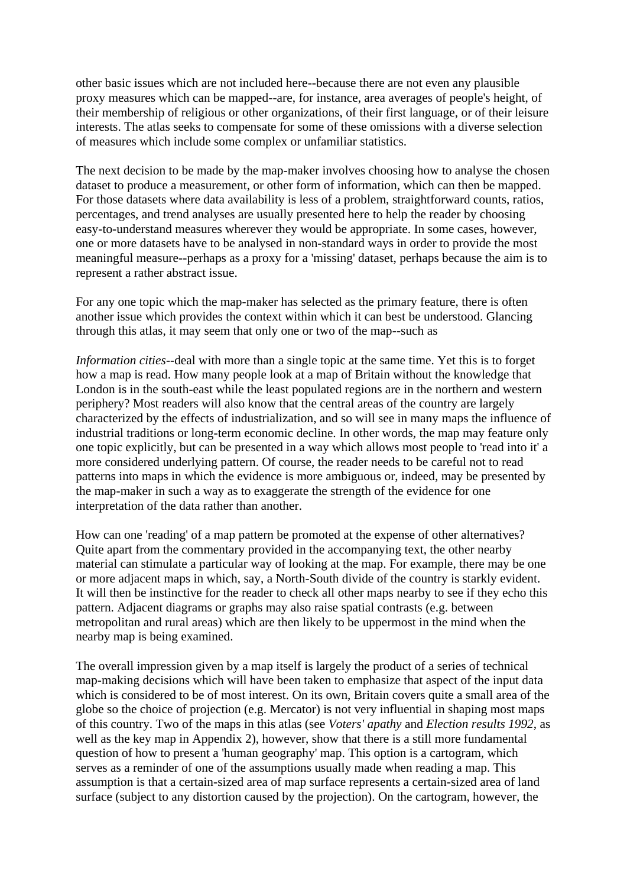other basic issues which are not included here--because there are not even any plausible proxy measures which can be mapped--are, for instance, area averages of people's height, of their membership of religious or other organizations, of their first language, or of their leisure interests. The atlas seeks to compensate for some of these omissions with a diverse selection of measures which include some complex or unfamiliar statistics.

The next decision to be made by the map-maker involves choosing how to analyse the chosen dataset to produce a measurement, or other form of information, which can then be mapped. For those datasets where data availability is less of a problem, straightforward counts, ratios, percentages, and trend analyses are usually presented here to help the reader by choosing easy-to-understand measures wherever they would be appropriate. In some cases, however, one or more datasets have to be analysed in non-standard ways in order to provide the most meaningful measure--perhaps as a proxy for a 'missing' dataset, perhaps because the aim is to represent a rather abstract issue.

For any one topic which the map-maker has selected as the primary feature, there is often another issue which provides the context within which it can best be understood. Glancing through this atlas, it may seem that only one or two of the map--such as

*Information cities*--deal with more than a single topic at the same time. Yet this is to forget how a map is read. How many people look at a map of Britain without the knowledge that London is in the south-east while the least populated regions are in the northern and western periphery? Most readers will also know that the central areas of the country are largely characterized by the effects of industrialization, and so will see in many maps the influence of industrial traditions or long-term economic decline. In other words, the map may feature only one topic explicitly, but can be presented in a way which allows most people to 'read into it' a more considered underlying pattern. Of course, the reader needs to be careful not to read patterns into maps in which the evidence is more ambiguous or, indeed, may be presented by the map-maker in such a way as to exaggerate the strength of the evidence for one interpretation of the data rather than another.

How can one 'reading' of a map pattern be promoted at the expense of other alternatives? Quite apart from the commentary provided in the accompanying text, the other nearby material can stimulate a particular way of looking at the map. For example, there may be one or more adjacent maps in which, say, a North-South divide of the country is starkly evident. It will then be instinctive for the reader to check all other maps nearby to see if they echo this pattern. Adjacent diagrams or graphs may also raise spatial contrasts (e.g. between metropolitan and rural areas) which are then likely to be uppermost in the mind when the nearby map is being examined.

The overall impression given by a map itself is largely the product of a series of technical map-making decisions which will have been taken to emphasize that aspect of the input data which is considered to be of most interest. On its own, Britain covers quite a small area of the globe so the choice of projection (e.g. Mercator) is not very influential in shaping most maps of this country. Two of the maps in this atlas (see *Voters' apathy* and *Election results 1992*, as well as the key map in Appendix 2), however, show that there is a still more fundamental question of how to present a 'human geography' map. This option is a cartogram, which serves as a reminder of one of the assumptions usually made when reading a map. This assumption is that a certain-sized area of map surface represents a certain-sized area of land surface (subject to any distortion caused by the projection). On the cartogram, however, the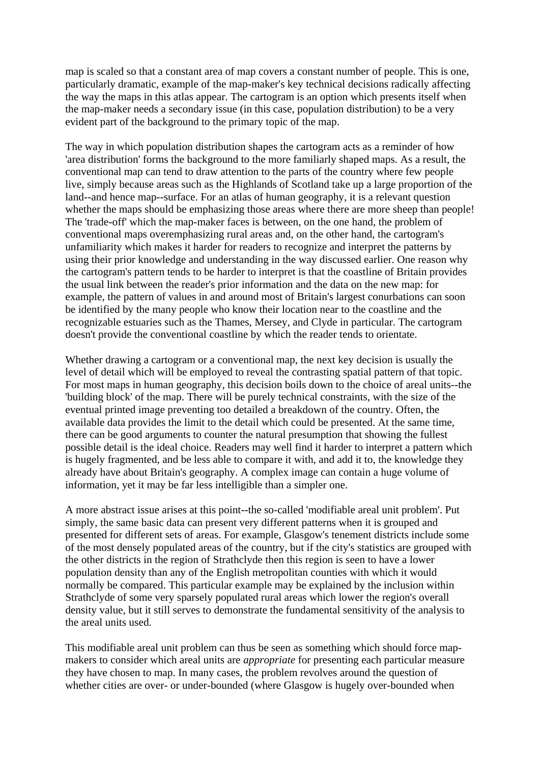map is scaled so that a constant area of map covers a constant number of people. This is one, particularly dramatic, example of the map-maker's key technical decisions radically affecting the way the maps in this atlas appear. The cartogram is an option which presents itself when the map-maker needs a secondary issue (in this case, population distribution) to be a very evident part of the background to the primary topic of the map.

The way in which population distribution shapes the cartogram acts as a reminder of how 'area distribution' forms the background to the more familiarly shaped maps. As a result, the conventional map can tend to draw attention to the parts of the country where few people live, simply because areas such as the Highlands of Scotland take up a large proportion of the land--and hence map--surface. For an atlas of human geography, it is a relevant question whether the maps should be emphasizing those areas where there are more sheep than people! The 'trade-off' which the map-maker faces is between, on the one hand, the problem of conventional maps overemphasizing rural areas and, on the other hand, the cartogram's unfamiliarity which makes it harder for readers to recognize and interpret the patterns by using their prior knowledge and understanding in the way discussed earlier. One reason why the cartogram's pattern tends to be harder to interpret is that the coastline of Britain provides the usual link between the reader's prior information and the data on the new map: for example, the pattern of values in and around most of Britain's largest conurbations can soon be identified by the many people who know their location near to the coastline and the recognizable estuaries such as the Thames, Mersey, and Clyde in particular. The cartogram doesn't provide the conventional coastline by which the reader tends to orientate.

Whether drawing a cartogram or a conventional map, the next key decision is usually the level of detail which will be employed to reveal the contrasting spatial pattern of that topic. For most maps in human geography, this decision boils down to the choice of areal units--the 'building block' of the map. There will be purely technical constraints, with the size of the eventual printed image preventing too detailed a breakdown of the country. Often, the available data provides the limit to the detail which could be presented. At the same time, there can be good arguments to counter the natural presumption that showing the fullest possible detail is the ideal choice. Readers may well find it harder to interpret a pattern which is hugely fragmented, and be less able to compare it with, and add it to, the knowledge they already have about Britain's geography. A complex image can contain a huge volume of information, yet it may be far less intelligible than a simpler one.

A more abstract issue arises at this point--the so-called 'modifiable areal unit problem'. Put simply, the same basic data can present very different patterns when it is grouped and presented for different sets of areas. For example, Glasgow's tenement districts include some of the most densely populated areas of the country, but if the city's statistics are grouped with the other districts in the region of Strathclyde then this region is seen to have a lower population density than any of the English metropolitan counties with which it would normally be compared. This particular example may be explained by the inclusion within Strathclyde of some very sparsely populated rural areas which lower the region's overall density value, but it still serves to demonstrate the fundamental sensitivity of the analysis to the areal units used.

This modifiable areal unit problem can thus be seen as something which should force map-makers to consider which areal units are *appropriate* for presenting each particular measure they have chosen to map. In many cases, the problem revolves around the question of whether cities are over- or under-bounded (where Glasgow is hugely over-bounded when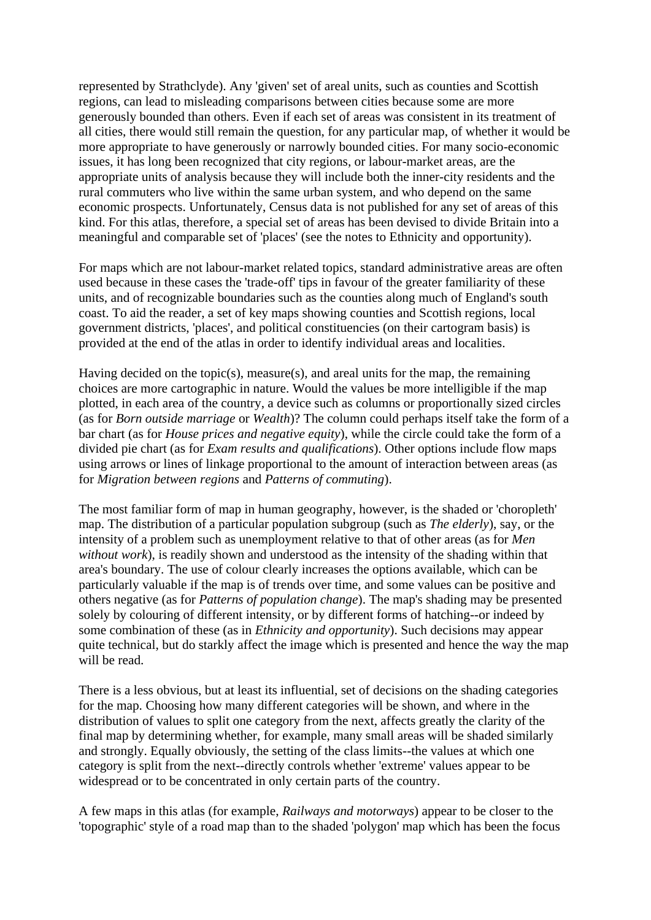represented by Strathclyde). Any 'given' set of areal units, such as counties and Scottish regions, can lead to misleading comparisons between cities because some are more generously bounded than others. Even if each set of areas was consistent in its treatment of all cities, there would still remain the question, for any particular map, of whether it would be more appropriate to have generously or narrowly bounded cities. For many socio-economic issues, it has long been recognized that city regions, or labour-market areas, are the appropriate units of analysis because they will include both the inner-city residents and the rural commuters who live within the same urban system, and who depend on the same economic prospects. Unfortunately, Census data is not published for any set of areas of this kind. For this atlas, therefore, a special set of areas has been devised to divide Britain into a meaningful and comparable set of 'places' (see the notes to Ethnicity and opportunity).

For maps which are not labour-market related topics, standard administrative areas are often used because in these cases the 'trade-off' tips in favour of the greater familiarity of these units, and of recognizable boundaries such as the counties along much of England's south coast. To aid the reader, a set of key maps showing counties and Scottish regions, local government districts, 'places', and political constituencies (on their cartogram basis) is provided at the end of the atlas in order to identify individual areas and localities.

Having decided on the topic(s), measure(s), and areal units for the map, the remaining choices are more cartographic in nature. Would the values be more intelligible if the map plotted, in each area of the country, a device such as columns or proportionally sized circles (as for *Born outside marriage* or *Wealth*)? The column could perhaps itself take the form of a bar chart (as for *House prices and negative equity*), while the circle could take the form of a divided pie chart (as for *Exam results and qualifications*). Other options include flow maps using arrows or lines of linkage proportional to the amount of interaction between areas (as for *Migration between regions* and *Patterns of commuting*).

The most familiar form of map in human geography, however, is the shaded or 'choropleth' map. The distribution of a particular population subgroup (such as *The elderly*), say, or the intensity of a problem such as unemployment relative to that of other areas (as for *Men without work*), is readily shown and understood as the intensity of the shading within that area's boundary. The use of colour clearly increases the options available, which can be particularly valuable if the map is of trends over time, and some values can be positive and others negative (as for *Patterns of population change*). The map's shading may be presented solely by colouring of different intensity, or by different forms of hatching--or indeed by some combination of these (as in *Ethnicity and opportunity*). Such decisions may appear quite technical, but do starkly affect the image which is presented and hence the way the map will be read.

There is a less obvious, but at least its influential, set of decisions on the shading categories for the map. Choosing how many different categories will be shown, and where in the distribution of values to split one category from the next, affects greatly the clarity of the final map by determining whether, for example, many small areas will be shaded similarly and strongly. Equally obviously, the setting of the class limits--the values at which one category is split from the next--directly controls whether 'extreme' values appear to be widespread or to be concentrated in only certain parts of the country.

A few maps in this atlas (for example, *Railways and motorways*) appear to be closer to the 'topographic' style of a road map than to the shaded 'polygon' map which has been the focus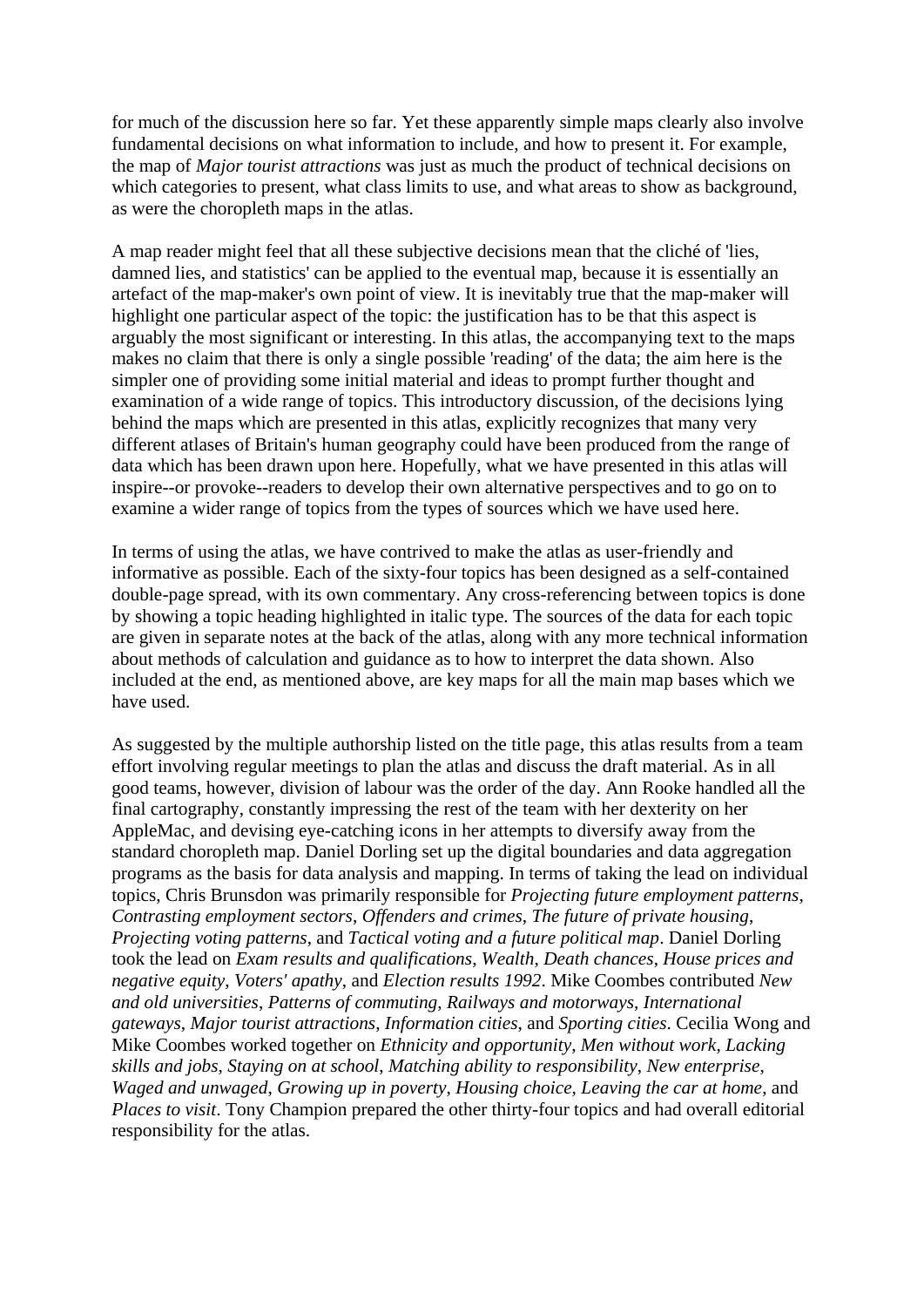for much of the discussion here so far. Yet these apparently simple maps clearly also involve fundamental decisions on what information to include, and how to present it. For example, the map of *Major tourist attractions* was just as much the product of technical decisions on which categories to present, what class limits to use, and what areas to show as background, as were the choropleth maps in the atlas.

A map reader might feel that all these subjective decisions mean that the cliché of 'lies, damned lies, and statistics' can be applied to the eventual map, because it is essentially an artefact of the map-maker's own point of view. It is inevitably true that the map-maker will highlight one particular aspect of the topic: the justification has to be that this aspect is arguably the most significant or interesting. In this atlas, the accompanying text to the maps makes no claim that there is only a single possible 'reading' of the data; the aim here is the simpler one of providing some initial material and ideas to prompt further thought and examination of a wide range of topics. This introductory discussion, of the decisions lying behind the maps which are presented in this atlas, explicitly recognizes that many very different atlases of Britain's human geography could have been produced from the range of data which has been drawn upon here. Hopefully, what we have presented in this atlas will inspire--or provoke--readers to develop their own alternative perspectives and to go on to examine a wider range of topics from the types of sources which we have used here.

In terms of using the atlas, we have contrived to make the atlas as user-friendly and informative as possible. Each of the sixty-four topics has been designed as a self-contained double-page spread, with its own commentary. Any cross-referencing between topics is done by showing a topic heading highlighted in italic type. The sources of the data for each topic are given in separate notes at the back of the atlas, along with any more technical information about methods of calculation and guidance as to how to interpret the data shown. Also included at the end, as mentioned above, are key maps for all the main map bases which we have used.

As suggested by the multiple authorship listed on the title page, this atlas results from a team effort involving regular meetings to plan the atlas and discuss the draft material. As in all good teams, however, division of labour was the order of the day. Ann Rooke handled all the final cartography, constantly impressing the rest of the team with her dexterity on her AppleMac, and devising eye-catching icons in her attempts to diversify away from the standard choropleth map. Daniel Dorling set up the digital boundaries and data aggregation programs as the basis for data analysis and mapping. In terms of taking the lead on individual topics, Chris Brunsdon was primarily responsible for *Projecting future employment patterns*, *Contrasting employment sectors*, *Offenders and crimes*, *The future of private housing*, *Projecting voting patterns*, and *Tactical voting and a future political map*. Daniel Dorling took the lead on *Exam results and qualifications*, *Wealth*, *Death chances*, *House prices and negative equity*, *Voters' apathy*, and *Election results 1992*. Mike Coombes contributed *New and old universities*, *Patterns of commuting*, *Railways and motorways*, *International gateways*, *Major tourist attractions*, *Information cities*, and *Sporting cities*. Cecilia Wong and Mike Coombes worked together on *Ethnicity and opportunity*, *Men without work*, *Lacking skills and jobs*, *Staying on at school*, *Matching ability to responsibility*, *New enterprise*, *Waged and unwaged*, *Growing up in poverty*, *Housing choice*, *Leaving the car at home*, and *Places to visit*. Tony Champion prepared the other thirty-four topics and had overall editorial responsibility for the atlas.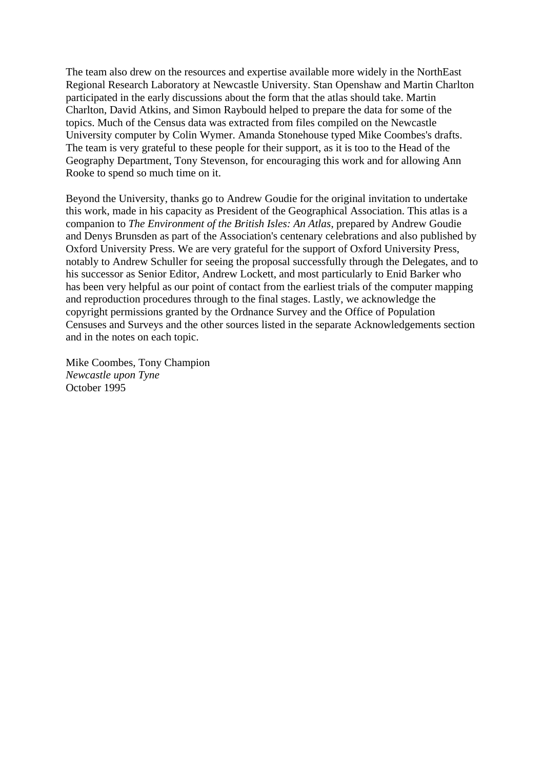The team also drew on the resources and expertise available more widely in the NorthEast Regional Research Laboratory at Newcastle University. Stan Openshaw and Martin Charlton participated in the early discussions about the form that the atlas should take. Martin Charlton, David Atkins, and Simon Raybould helped to prepare the data for some of the topics. Much of the Census data was extracted from files compiled on the Newcastle University computer by Colin Wymer. Amanda Stonehouse typed Mike Coombes's drafts. The team is very grateful to these people for their support, as it is too to the Head of the Geography Department, Tony Stevenson, for encouraging this work and for allowing Ann Rooke to spend so much time on it.

Beyond the University, thanks go to Andrew Goudie for the original invitation to undertake this work, made in his capacity as President of the Geographical Association. This atlas is a companion to *The Environment of the British Isles: An Atlas*, prepared by Andrew Goudie and Denys Brunsden as part of the Association's centenary celebrations and also published by Oxford University Press. We are very grateful for the support of Oxford University Press, notably to Andrew Schuller for seeing the proposal successfully through the Delegates, and to his successor as Senior Editor, Andrew Lockett, and most particularly to Enid Barker who has been very helpful as our point of contact from the earliest trials of the computer mapping and reproduction procedures through to the final stages. Lastly, we acknowledge the copyright permissions granted by the Ordnance Survey and the Office of Population Censuses and Surveys and the other sources listed in the separate Acknowledgements section and in the notes on each topic.

Mike Coombes, Tony Champion
*Newcastle upon Tyne*
October 1995